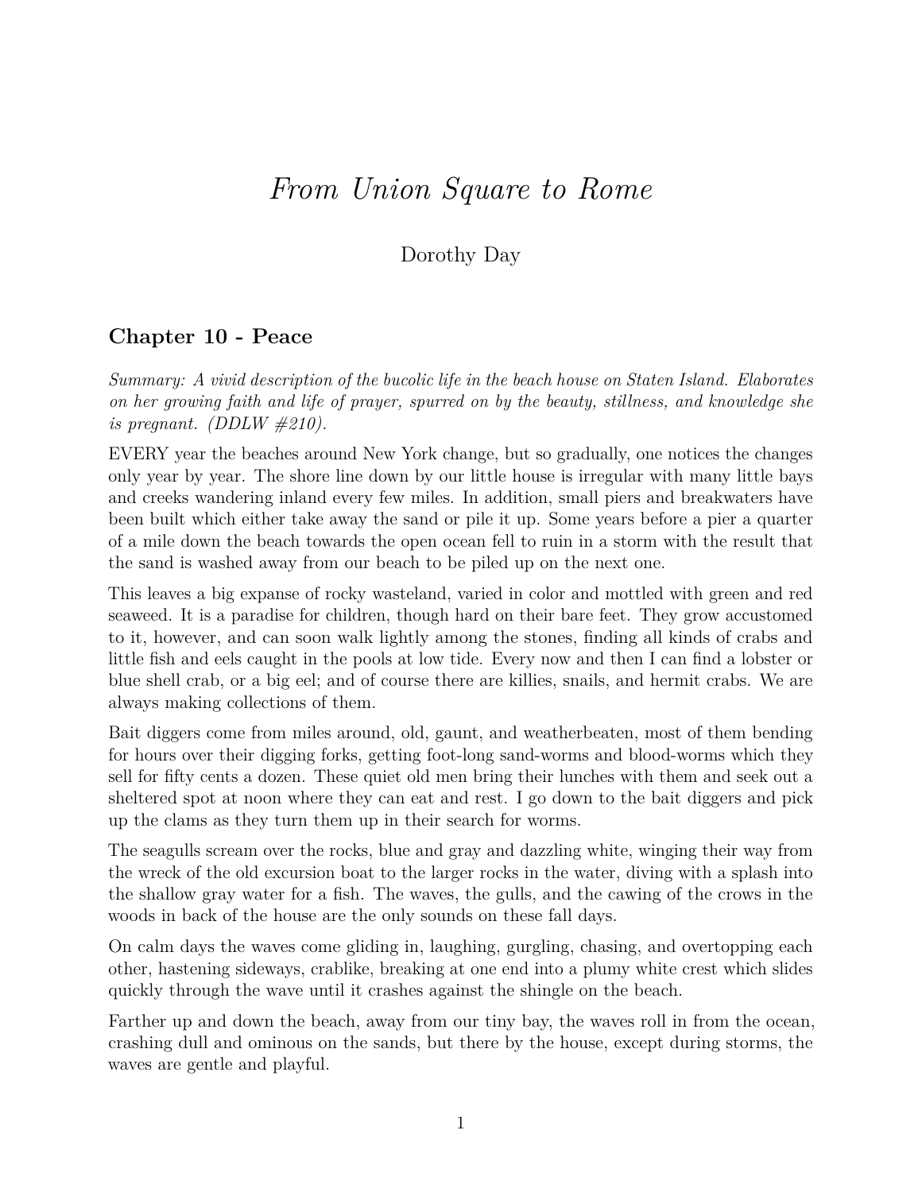# *From Union Square to Rome*

Dorothy Day

## Chapter 10 - Peace

*Summary: A vivid description of the bucolic life in the beach house on Staten Island. Elaborates on her growing faith and life of prayer, spurred on by the beauty, stillness, and knowledge she is pregnant. (DDLW #210).*

EVERY year the beaches around New York change, but so gradually, one notices the changes only year by year. The shore line down by our little house is irregular with many little bays and creeks wandering inland every few miles. In addition, small piers and breakwaters have been built which either take away the sand or pile it up. Some years before a pier a quarter of a mile down the beach towards the open ocean fell to ruin in a storm with the result that the sand is washed away from our beach to be piled up on the next one.

This leaves a big expanse of rocky wasteland, varied in color and mottled with green and red seaweed. It is a paradise for children, though hard on their bare feet. They grow accustomed to it, however, and can soon walk lightly among the stones, finding all kinds of crabs and little fish and eels caught in the pools at low tide. Every now and then I can find a lobster or blue shell crab, or a big eel; and of course there are killies, snails, and hermit crabs. We are always making collections of them.

Bait diggers come from miles around, old, gaunt, and weatherbeaten, most of them bending for hours over their digging forks, getting foot-long sand-worms and blood-worms which they sell for fifty cents a dozen. These quiet old men bring their lunches with them and seek out a sheltered spot at noon where they can eat and rest. I go down to the bait diggers and pick up the clams as they turn them up in their search for worms.

The seagulls scream over the rocks, blue and gray and dazzling white, winging their way from the wreck of the old excursion boat to the larger rocks in the water, diving with a splash into the shallow gray water for a fish. The waves, the gulls, and the cawing of the crows in the woods in back of the house are the only sounds on these fall days.

On calm days the waves come gliding in, laughing, gurgling, chasing, and overtopping each other, hastening sideways, crablike, breaking at one end into a plumy white crest which slides quickly through the wave until it crashes against the shingle on the beach.

Farther up and down the beach, away from our tiny bay, the waves roll in from the ocean, crashing dull and ominous on the sands, but there by the house, except during storms, the waves are gentle and playful.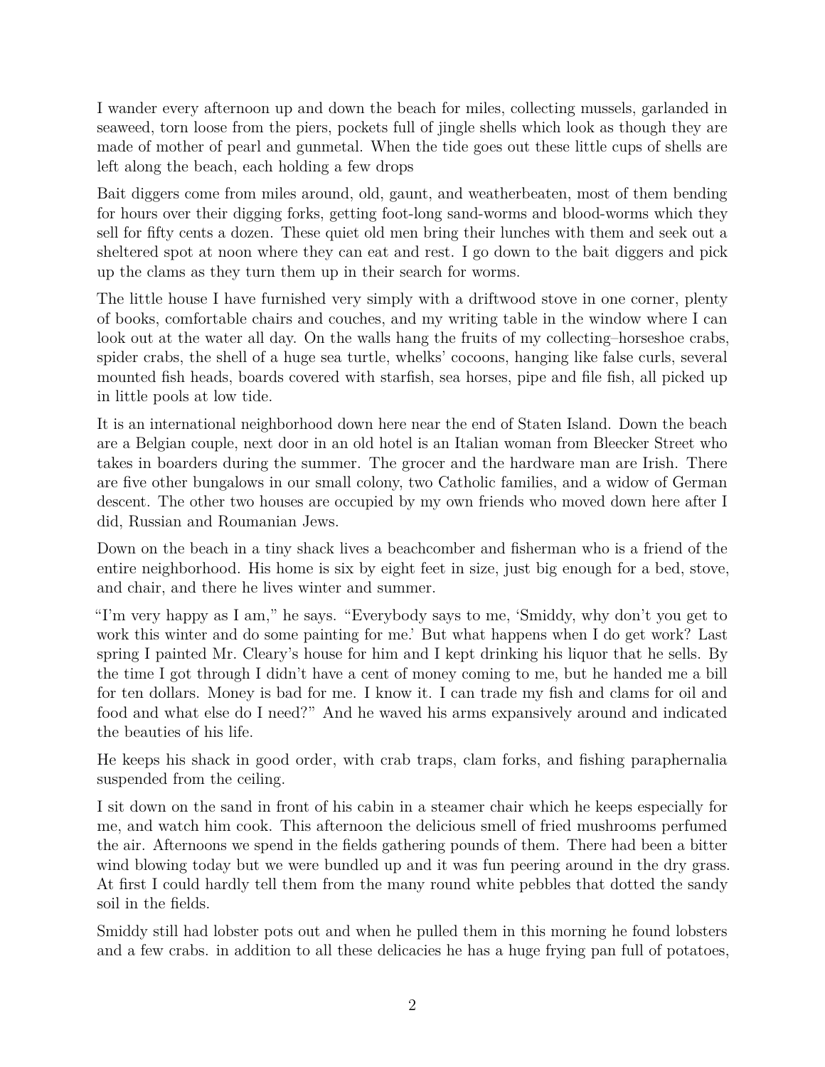I wander every afternoon up and down the beach for miles, collecting mussels, garlanded in seaweed, torn loose from the piers, pockets full of jingle shells which look as though they are made of mother of pearl and gunmetal. When the tide goes out these little cups of shells are left along the beach, each holding a few drops

Bait diggers come from miles around, old, gaunt, and weatherbeaten, most of them bending for hours over their digging forks, getting foot-long sand-worms and blood-worms which they sell for fifty cents a dozen. These quiet old men bring their lunches with them and seek out a sheltered spot at noon where they can eat and rest. I go down to the bait diggers and pick up the clams as they turn them up in their search for worms.

The little house I have furnished very simply with a driftwood stove in one corner, plenty of books, comfortable chairs and couches, and my writing table in the window where I can look out at the water all day. On the walls hang the fruits of my collecting–horseshoe crabs, spider crabs, the shell of a huge sea turtle, whelks' cocoons, hanging like false curls, several mounted fish heads, boards covered with starfish, sea horses, pipe and file fish, all picked up in little pools at low tide.

It is an international neighborhood down here near the end of Staten Island. Down the beach are a Belgian couple, next door in an old hotel is an Italian woman from Bleecker Street who takes in boarders during the summer. The grocer and the hardware man are Irish. There are five other bungalows in our small colony, two Catholic families, and a widow of German descent. The other two houses are occupied by my own friends who moved down here after I did, Russian and Roumanian Jews.

Down on the beach in a tiny shack lives a beachcomber and fisherman who is a friend of the entire neighborhood. His home is six by eight feet in size, just big enough for a bed, stove, and chair, and there he lives winter and summer.

"I'm very happy as I am," he says. "Everybody says to me, 'Smiddy, why don't you get to work this winter and do some painting for me.' But what happens when I do get work? Last spring I painted Mr. Cleary's house for him and I kept drinking his liquor that he sells. By the time I got through I didn't have a cent of money coming to me, but he handed me a bill for ten dollars. Money is bad for me. I know it. I can trade my fish and clams for oil and food and what else do I need?" And he waved his arms expansively around and indicated the beauties of his life.

He keeps his shack in good order, with crab traps, clam forks, and fishing paraphernalia suspended from the ceiling.

I sit down on the sand in front of his cabin in a steamer chair which he keeps especially for me, and watch him cook. This afternoon the delicious smell of fried mushrooms perfumed the air. Afternoons we spend in the fields gathering pounds of them. There had been a bitter wind blowing today but we were bundled up and it was fun peering around in the dry grass. At first I could hardly tell them from the many round white pebbles that dotted the sandy soil in the fields.

Smiddy still had lobster pots out and when he pulled them in this morning he found lobsters and a few crabs. in addition to all these delicacies he has a huge frying pan full of potatoes,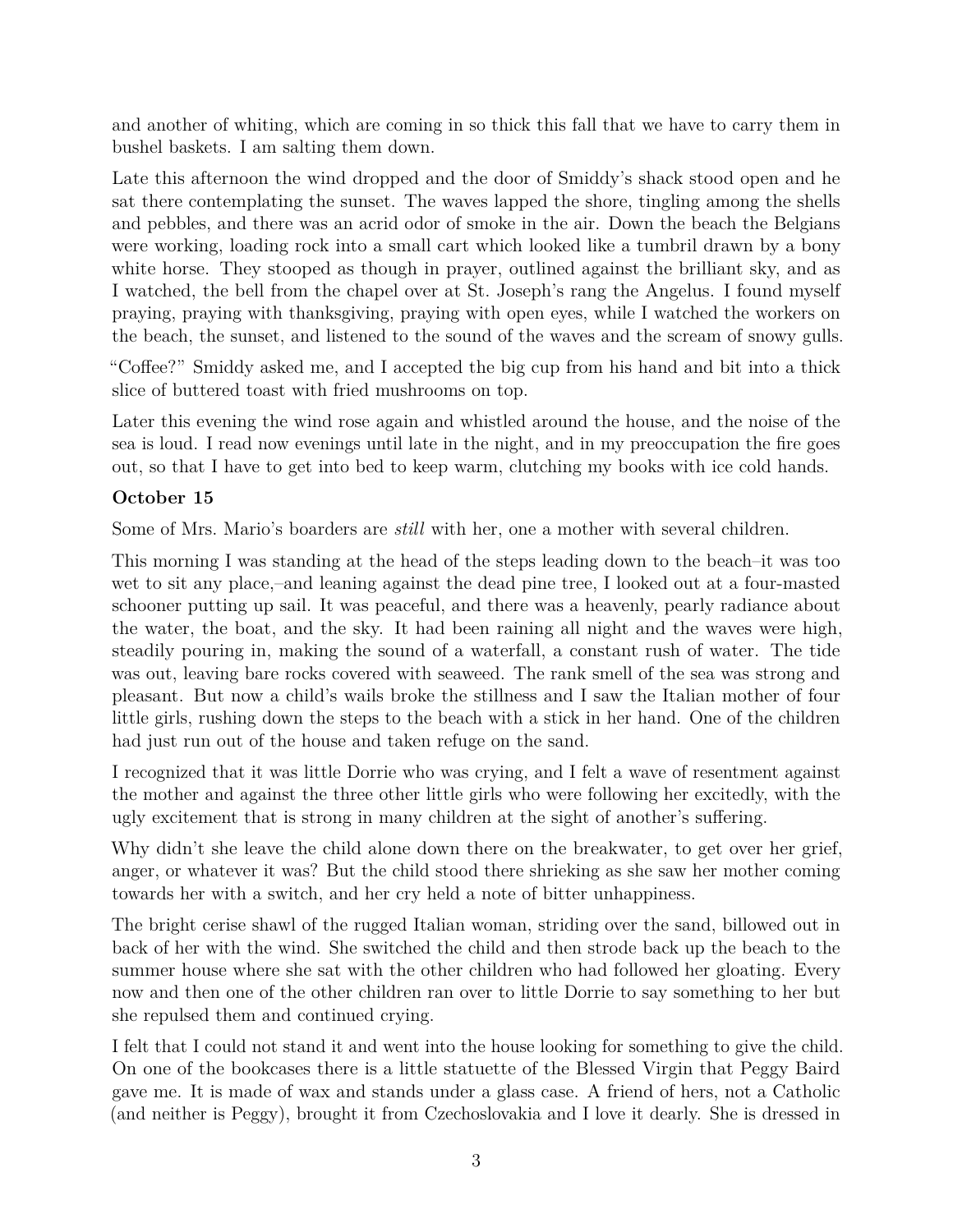and another of whiting, which are coming in so thick this fall that we have to carry them in bushel baskets. I am salting them down.

Late this afternoon the wind dropped and the door of Smiddy's shack stood open and he sat there contemplating the sunset. The waves lapped the shore, tingling among the shells and pebbles, and there was an acrid odor of smoke in the air. Down the beach the Belgians were working, loading rock into a small cart which looked like a tumbril drawn by a bony white horse. They stooped as though in prayer, outlined against the brilliant sky, and as I watched, the bell from the chapel over at St. Joseph's rang the Angelus. I found myself praying, praying with thanksgiving, praying with open eyes, while I watched the workers on the beach, the sunset, and listened to the sound of the waves and the scream of snowy gulls.

"Coffee?" Smiddy asked me, and I accepted the big cup from his hand and bit into a thick slice of buttered toast with fried mushrooms on top.

Later this evening the wind rose again and whistled around the house, and the noise of the sea is loud. I read now evenings until late in the night, and in my preoccupation the fire goes out, so that I have to get into bed to keep warm, clutching my books with ice cold hands.

**October 15**

Some of Mrs. Mario's boarders are *still* with her, one a mother with several children.

This morning I was standing at the head of the steps leading down to the beach–it was too wet to sit any place,–and leaning against the dead pine tree, I looked out at a four-masted schooner putting up sail. It was peaceful, and there was a heavenly, pearly radiance about the water, the boat, and the sky. It had been raining all night and the waves were high, steadily pouring in, making the sound of a waterfall, a constant rush of water. The tide was out, leaving bare rocks covered with seaweed. The rank smell of the sea was strong and pleasant. But now a child's wails broke the stillness and I saw the Italian mother of four little girls, rushing down the steps to the beach with a stick in her hand. One of the children had just run out of the house and taken refuge on the sand.

I recognized that it was little Dorrie who was crying, and I felt a wave of resentment against the mother and against the three other little girls who were following her excitedly, with the ugly excitement that is strong in many children at the sight of another's suffering.

Why didn't she leave the child alone down there on the breakwater, to get over her grief, anger, or whatever it was? But the child stood there shrieking as she saw her mother coming towards her with a switch, and her cry held a note of bitter unhappiness.

The bright cerise shawl of the rugged Italian woman, striding over the sand, billowed out in back of her with the wind. She switched the child and then strode back up the beach to the summer house where she sat with the other children who had followed her gloating. Every now and then one of the other children ran over to little Dorrie to say something to her but she repulsed them and continued crying.

I felt that I could not stand it and went into the house looking for something to give the child. On one of the bookcases there is a little statuette of the Blessed Virgin that Peggy Baird gave me. It is made of wax and stands under a glass case. A friend of hers, not a Catholic (and neither is Peggy), brought it from Czechoslovakia and I love it dearly. She is dressed in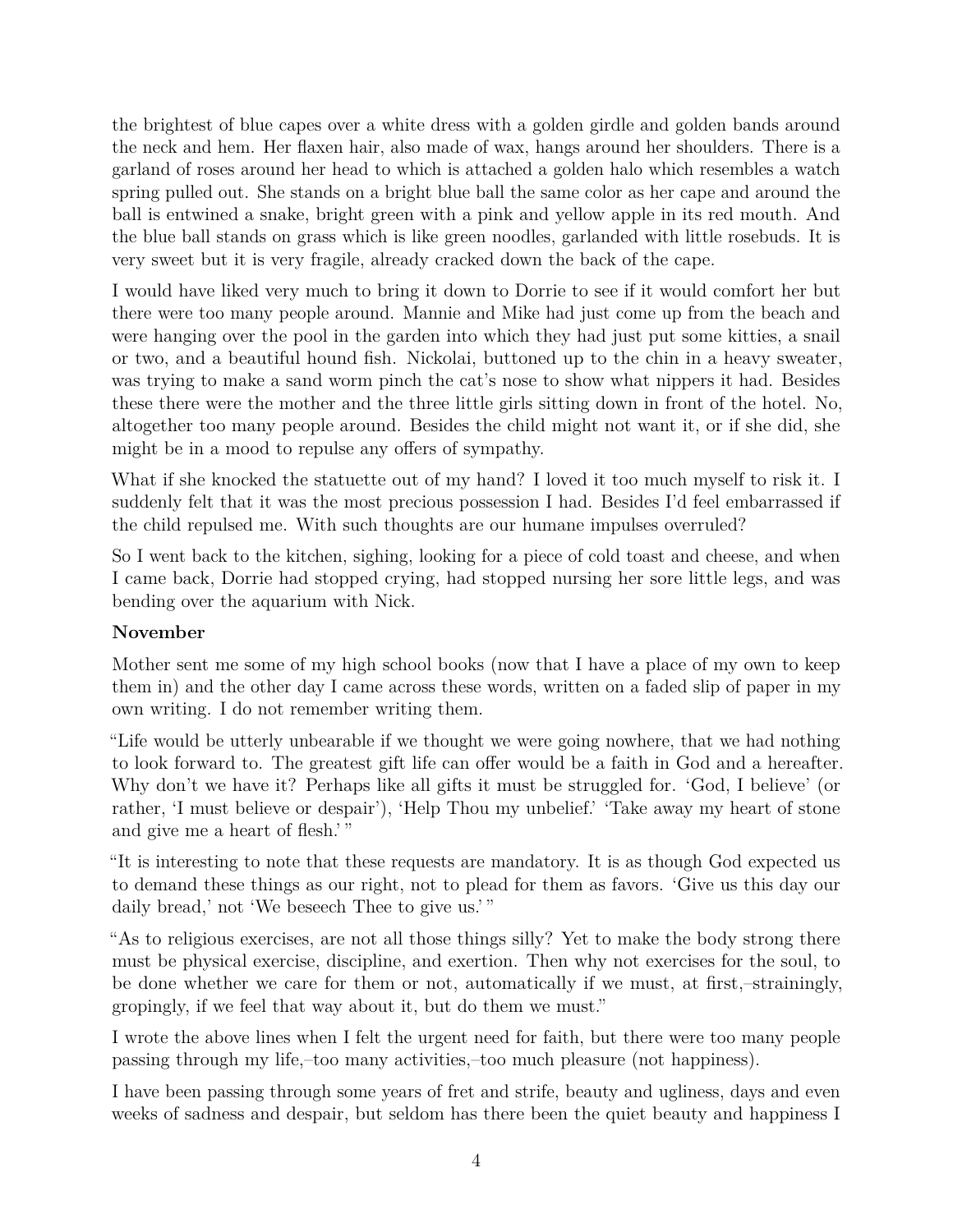the brightest of blue capes over a white dress with a golden girdle and golden bands around the neck and hem. Her flaxen hair, also made of wax, hangs around her shoulders. There is a garland of roses around her head to which is attached a golden halo which resembles a watch spring pulled out. She stands on a bright blue ball the same color as her cape and around the ball is entwined a snake, bright green with a pink and yellow apple in its red mouth. And the blue ball stands on grass which is like green noodles, garlanded with little rosebuds. It is very sweet but it is very fragile, already cracked down the back of the cape.

I would have liked very much to bring it down to Dorrie to see if it would comfort her but there were too many people around. Mannie and Mike had just come up from the beach and were hanging over the pool in the garden into which they had just put some kitties, a snail or two, and a beautiful hound fish. Nickolai, buttoned up to the chin in a heavy sweater, was trying to make a sand worm pinch the cat's nose to show what nippers it had. Besides these there were the mother and the three little girls sitting down in front of the hotel. No, altogether too many people around. Besides the child might not want it, or if she did, she might be in a mood to repulse any offers of sympathy.

What if she knocked the statuette out of my hand? I loved it too much myself to risk it. I suddenly felt that it was the most precious possession I had. Besides I'd feel embarrassed if the child repulsed me. With such thoughts are our humane impulses overruled?

So I went back to the kitchen, sighing, looking for a piece of cold toast and cheese, and when I came back, Dorrie had stopped crying, had stopped nursing her sore little legs, and was bending over the aquarium with Nick.

**November**

Mother sent me some of my high school books (now that I have a place of my own to keep them in) and the other day I came across these words, written on a faded slip of paper in my own writing. I do not remember writing them.

"Life would be utterly unbearable if we thought we were going nowhere, that we had nothing to look forward to. The greatest gift life can offer would be a faith in God and a hereafter. Why don't we have it? Perhaps like all gifts it must be struggled for. 'God, I believe' (or rather, 'I must believe or despair'), 'Help Thou my unbelief.' 'Take away my heart of stone and give me a heart of flesh.' "

"It is interesting to note that these requests are mandatory. It is as though God expected us to demand these things as our right, not to plead for them as favors. 'Give us this day our daily bread,' not 'We beseech Thee to give us.' "

"As to religious exercises, are not all those things silly? Yet to make the body strong there must be physical exercise, discipline, and exertion. Then why not exercises for the soul, to be done whether we care for them or not, automatically if we must, at first,–strainingly, gropingly, if we feel that way about it, but do them we must."

I wrote the above lines when I felt the urgent need for faith, but there were too many people passing through my life,–too many activities,–too much pleasure (not happiness).

I have been passing through some years of fret and strife, beauty and ugliness, days and even weeks of sadness and despair, but seldom has there been the quiet beauty and happiness I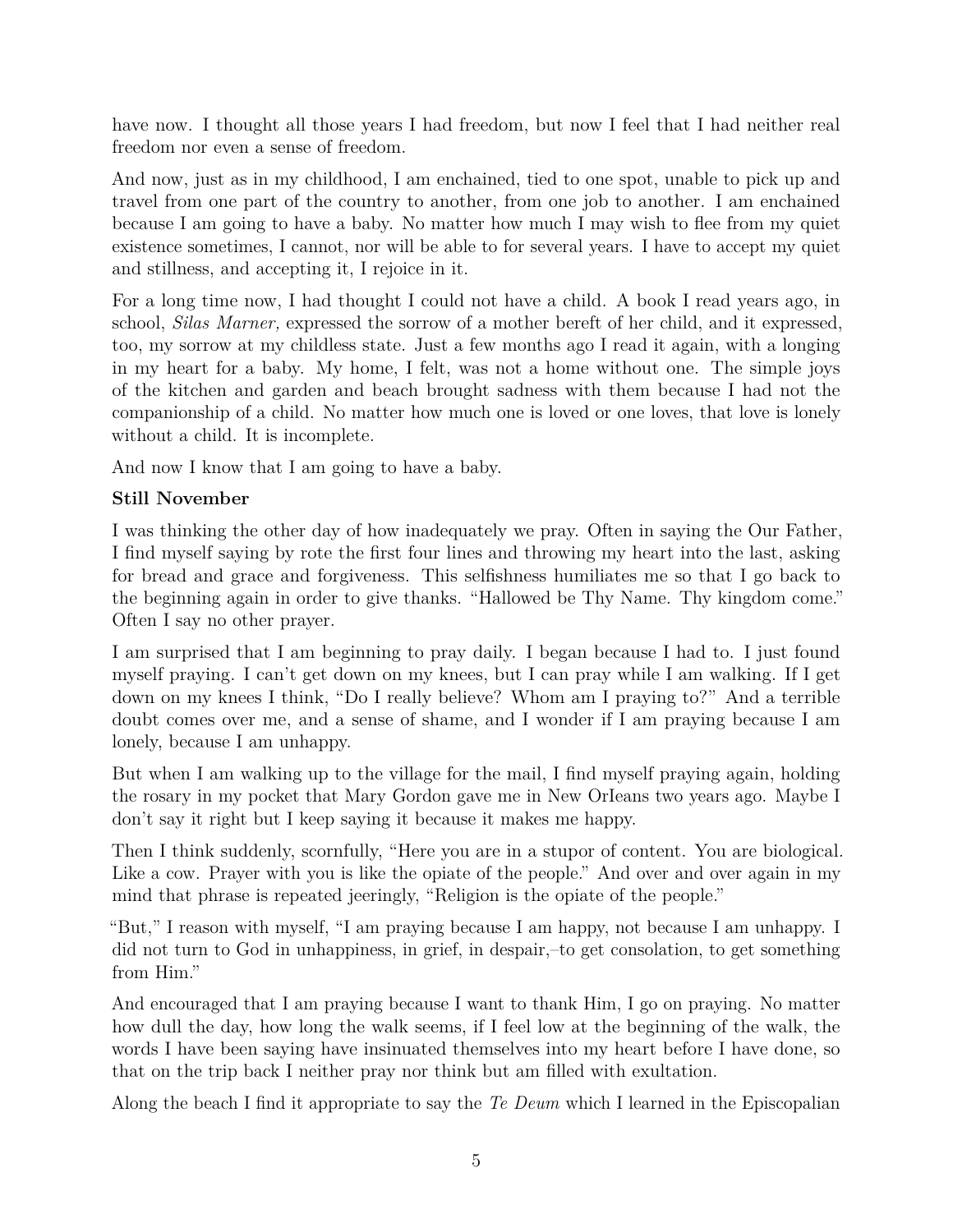have now. I thought all those years I had freedom, but now I feel that I had neither real freedom nor even a sense of freedom.

And now, just as in my childhood, I am enchained, tied to one spot, unable to pick up and travel from one part of the country to another, from one job to another. I am enchained because I am going to have a baby. No matter how much I may wish to flee from my quiet existence sometimes, I cannot, nor will be able to for several years. I have to accept my quiet and stillness, and accepting it, I rejoice in it.

For a long time now, I had thought I could not have a child. A book I read years ago, in school, *Silas Marner,* expressed the sorrow of a mother bereft of her child, and it expressed, too, my sorrow at my childless state. Just a few months ago I read it again, with a longing in my heart for a baby. My home, I felt, was not a home without one. The simple joys of the kitchen and garden and beach brought sadness with them because I had not the companionship of a child. No matter how much one is loved or one loves, that love is lonely without a child. It is incomplete.

And now I know that I am going to have a baby.

**Still November**

I was thinking the other day of how inadequately we pray. Often in saying the Our Father, I find myself saying by rote the first four lines and throwing my heart into the last, asking for bread and grace and forgiveness. This selfishness humiliates me so that I go back to the beginning again in order to give thanks. "Hallowed be Thy Name. Thy kingdom come." Often I say no other prayer.

I am surprised that I am beginning to pray daily. I began because I had to. I just found myself praying. I can't get down on my knees, but I can pray while I am walking. If I get down on my knees I think, "Do I really believe? Whom am I praying to?" And a terrible doubt comes over me, and a sense of shame, and I wonder if I am praying because I am lonely, because I am unhappy.

But when I am walking up to the village for the mail, I find myself praying again, holding the rosary in my pocket that Mary Gordon gave me in New OrIeans two years ago. Maybe I don't say it right but I keep saying it because it makes me happy.

Then I think suddenly, scornfully, "Here you are in a stupor of content. You are biological. Like a cow. Prayer with you is like the opiate of the people." And over and over again in my mind that phrase is repeated jeeringly, "Religion is the opiate of the people."

"But," I reason with myself, "I am praying because I am happy, not because I am unhappy. I did not turn to God in unhappiness, in grief, in despair,–to get consolation, to get something from Him."

And encouraged that I am praying because I want to thank Him, I go on praying. No matter how dull the day, how long the walk seems, if I feel low at the beginning of the walk, the words I have been saying have insinuated themselves into my heart before I have done, so that on the trip back I neither pray nor think but am filled with exultation.

Along the beach I find it appropriate to say the *Te Deum* which I learned in the Episcopalian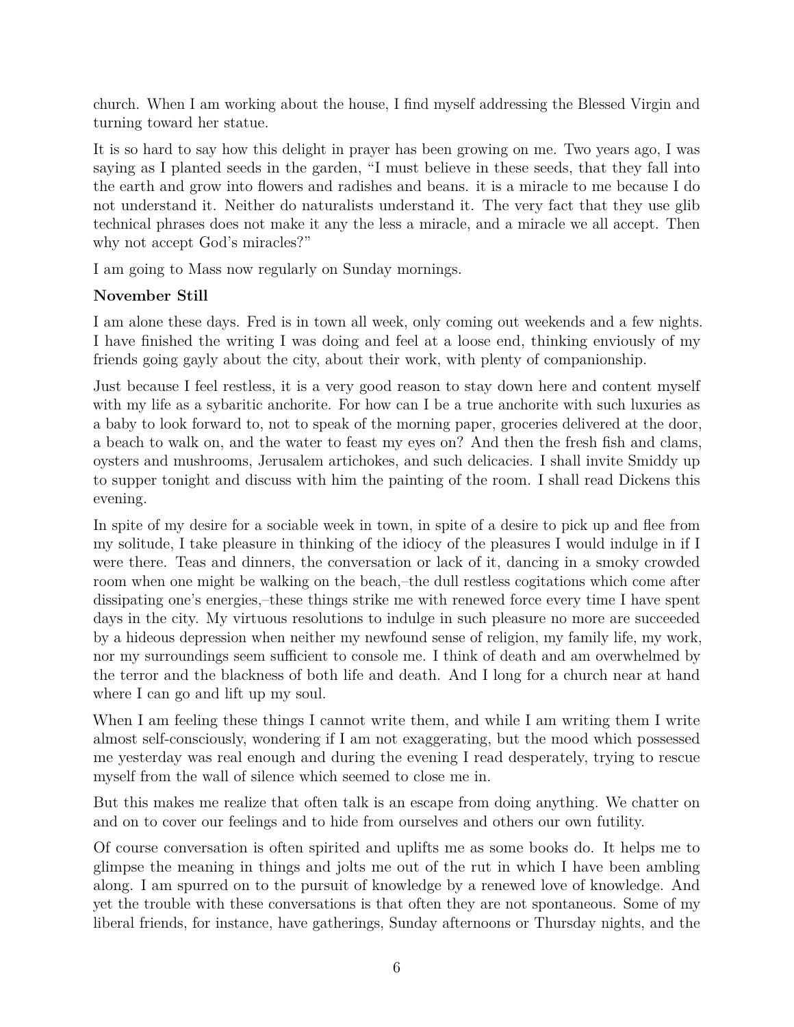church. When I am working about the house, I find myself addressing the Blessed Virgin and turning toward her statue.

It is so hard to say how this delight in prayer has been growing on me. Two years ago, I was saying as I planted seeds in the garden, "I must believe in these seeds, that they fall into the earth and grow into flowers and radishes and beans. it is a miracle to me because I do not understand it. Neither do naturalists understand it. The very fact that they use glib technical phrases does not make it any the less a miracle, and a miracle we all accept. Then why not accept God's miracles?"

I am going to Mass now regularly on Sunday mornings.

**November Still**

I am alone these days. Fred is in town all week, only coming out weekends and a few nights. I have finished the writing I was doing and feel at a loose end, thinking enviously of my friends going gayly about the city, about their work, with plenty of companionship.

Just because I feel restless, it is a very good reason to stay down here and content myself with my life as a sybaritic anchorite. For how can I be a true anchorite with such luxuries as a baby to look forward to, not to speak of the morning paper, groceries delivered at the door, a beach to walk on, and the water to feast my eyes on? And then the fresh fish and clams, oysters and mushrooms, Jerusalem artichokes, and such delicacies. I shall invite Smiddy up to supper tonight and discuss with him the painting of the room. I shall read Dickens this evening.

In spite of my desire for a sociable week in town, in spite of a desire to pick up and flee from my solitude, I take pleasure in thinking of the idiocy of the pleasures I would indulge in if I were there. Teas and dinners, the conversation or lack of it, dancing in a smoky crowded room when one might be walking on the beach,–the dull restless cogitations which come after dissipating one's energies,–these things strike me with renewed force every time I have spent days in the city. My virtuous resolutions to indulge in such pleasure no more are succeeded by a hideous depression when neither my newfound sense of religion, my family life, my work, nor my surroundings seem sufficient to console me. I think of death and am overwhelmed by the terror and the blackness of both life and death. And I long for a church near at hand where I can go and lift up my soul.

When I am feeling these things I cannot write them, and while I am writing them I write almost self-consciously, wondering if I am not exaggerating, but the mood which possessed me yesterday was real enough and during the evening I read desperately, trying to rescue myself from the wall of silence which seemed to close me in.

But this makes me realize that often talk is an escape from doing anything. We chatter on and on to cover our feelings and to hide from ourselves and others our own futility.

Of course conversation is often spirited and uplifts me as some books do. It helps me to glimpse the meaning in things and jolts me out of the rut in which I have been ambling along. I am spurred on to the pursuit of knowledge by a renewed love of knowledge. And yet the trouble with these conversations is that often they are not spontaneous. Some of my liberal friends, for instance, have gatherings, Sunday afternoons or Thursday nights, and the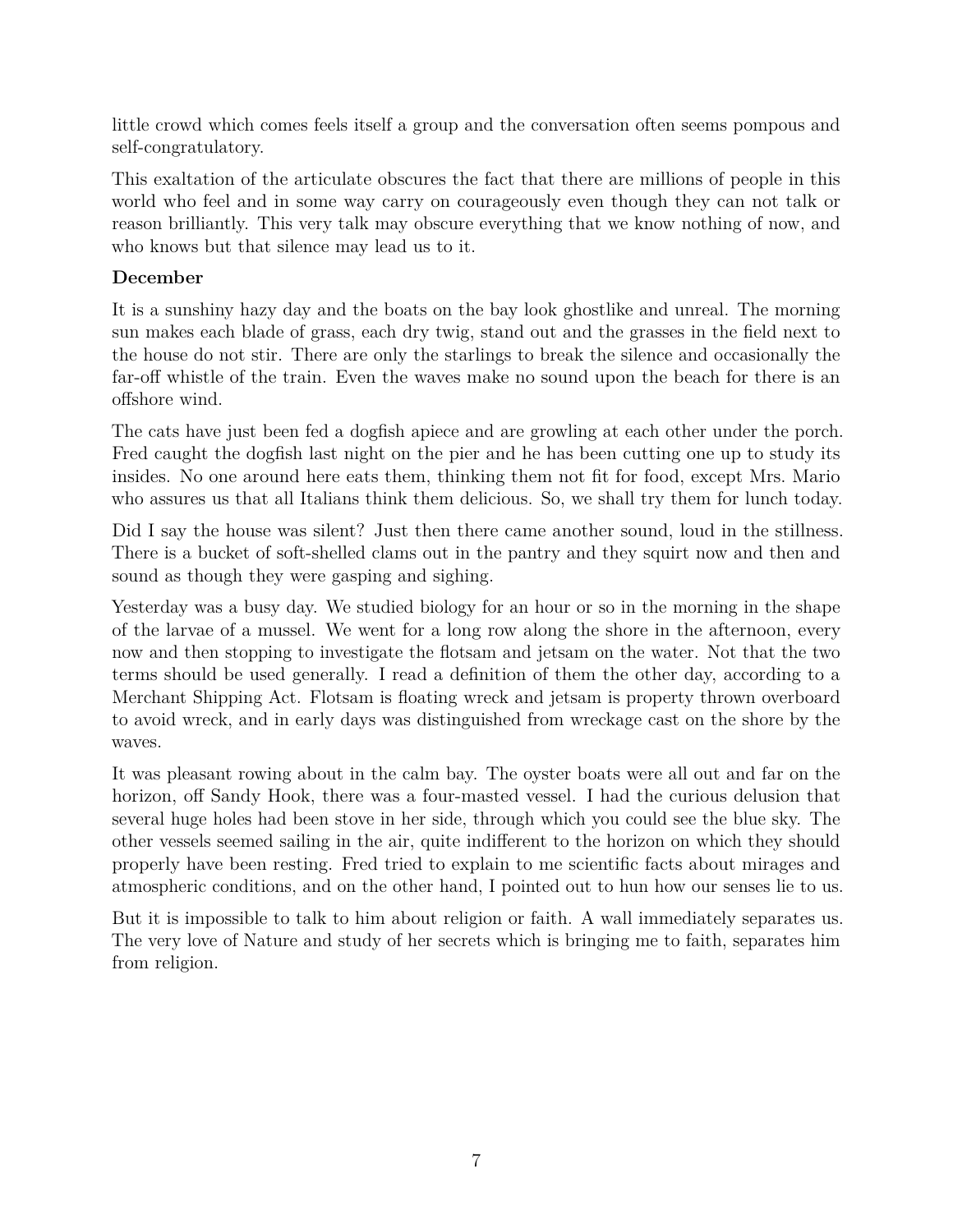little crowd which comes feels itself a group and the conversation often seems pompous and self-congratulatory.

This exaltation of the articulate obscures the fact that there are millions of people in this world who feel and in some way carry on courageously even though they can not talk or reason brilliantly. This very talk may obscure everything that we know nothing of now, and who knows but that silence may lead us to it.

**December**

It is a sunshiny hazy day and the boats on the bay look ghostlike and unreal. The morning sun makes each blade of grass, each dry twig, stand out and the grasses in the field next to the house do not stir. There are only the starlings to break the silence and occasionally the far-off whistle of the train. Even the waves make no sound upon the beach for there is an offshore wind.

The cats have just been fed a dogfish apiece and are growling at each other under the porch. Fred caught the dogfish last night on the pier and he has been cutting one up to study its insides. No one around here eats them, thinking them not fit for food, except Mrs. Mario who assures us that all Italians think them delicious. So, we shall try them for lunch today.

Did I say the house was silent? Just then there came another sound, loud in the stillness. There is a bucket of soft-shelled clams out in the pantry and they squirt now and then and sound as though they were gasping and sighing.

Yesterday was a busy day. We studied biology for an hour or so in the morning in the shape of the larvae of a mussel. We went for a long row along the shore in the afternoon, every now and then stopping to investigate the flotsam and jetsam on the water. Not that the two terms should be used generally. I read a definition of them the other day, according to a Merchant Shipping Act. Flotsam is floating wreck and jetsam is property thrown overboard to avoid wreck, and in early days was distinguished from wreckage cast on the shore by the waves.

It was pleasant rowing about in the calm bay. The oyster boats were all out and far on the horizon, off Sandy Hook, there was a four-masted vessel. I had the curious delusion that several huge holes had been stove in her side, through which you could see the blue sky. The other vessels seemed sailing in the air, quite indifferent to the horizon on which they should properly have been resting. Fred tried to explain to me scientific facts about mirages and atmospheric conditions, and on the other hand, I pointed out to hun how our senses lie to us.

But it is impossible to talk to him about religion or faith. A wall immediately separates us. The very love of Nature and study of her secrets which is bringing me to faith, separates him from religion.